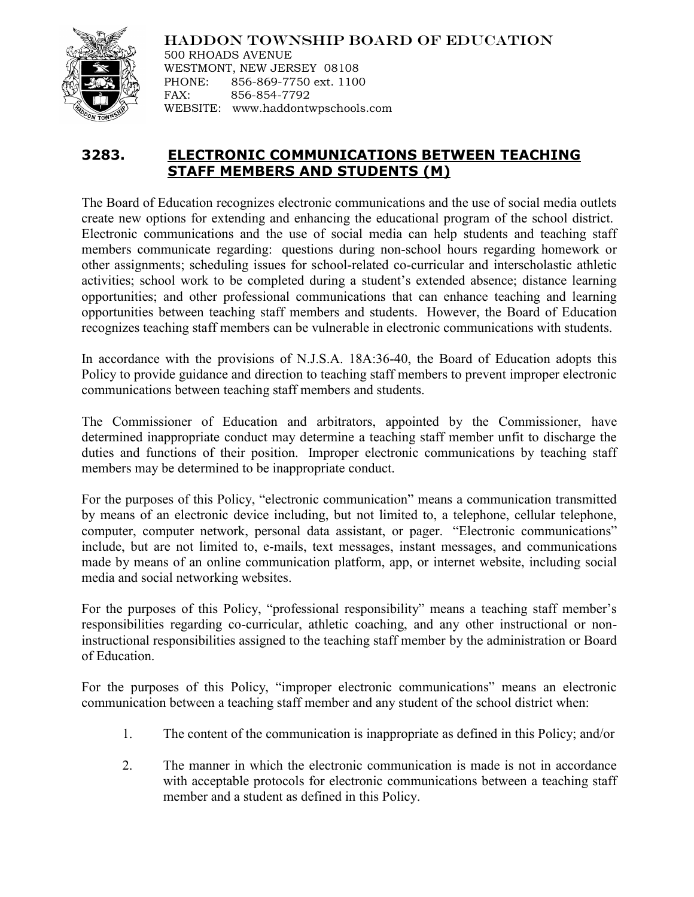HADDON TOWNSHIP BOARD OF EDUCATION
500 RHOADS AVENUE
WESTMONT, NEW JERSEY 08108
PHONE: 856-869-7750 ext. 1100
FAX: 856-854-7792
WEBSITE: www.haddontwpschools.com

# 3283. ELECTRONIC COMMUNICATIONS BETWEEN TEACHING STAFF MEMBERS AND STUDENTS (M)

The Board of Education recognizes electronic communications and the use of social media outlets create new options for extending and enhancing the educational program of the school district. Electronic communications and the use of social media can help students and teaching staff members communicate regarding: questions during non-school hours regarding homework or other assignments; scheduling issues for school-related co-curricular and interscholastic athletic activities; school work to be completed during a student's extended absence; distance learning opportunities; and other professional communications that can enhance teaching and learning opportunities between teaching staff members and students. However, the Board of Education recognizes teaching staff members can be vulnerable in electronic communications with students.

In accordance with the provisions of N.J.S.A. 18A:36-40, the Board of Education adopts this Policy to provide guidance and direction to teaching staff members to prevent improper electronic communications between teaching staff members and students.

The Commissioner of Education and arbitrators, appointed by the Commissioner, have determined inappropriate conduct may determine a teaching staff member unfit to discharge the duties and functions of their position. Improper electronic communications by teaching staff members may be determined to be inappropriate conduct.

For the purposes of this Policy, "electronic communication" means a communication transmitted by means of an electronic device including, but not limited to, a telephone, cellular telephone, computer, computer network, personal data assistant, or pager. "Electronic communications" include, but are not limited to, e-mails, text messages, instant messages, and communications made by means of an online communication platform, app, or internet website, including social media and social networking websites.

For the purposes of this Policy, "professional responsibility" means a teaching staff member's responsibilities regarding co-curricular, athletic coaching, and any other instructional or non-instructional responsibilities assigned to the teaching staff member by the administration or Board of Education.

For the purposes of this Policy, "improper electronic communications" means an electronic communication between a teaching staff member and any student of the school district when:

1. The content of the communication is inappropriate as defined in this Policy; and/or

2. The manner in which the electronic communication is made is not in accordance with acceptable protocols for electronic communications between a teaching staff member and a student as defined in this Policy.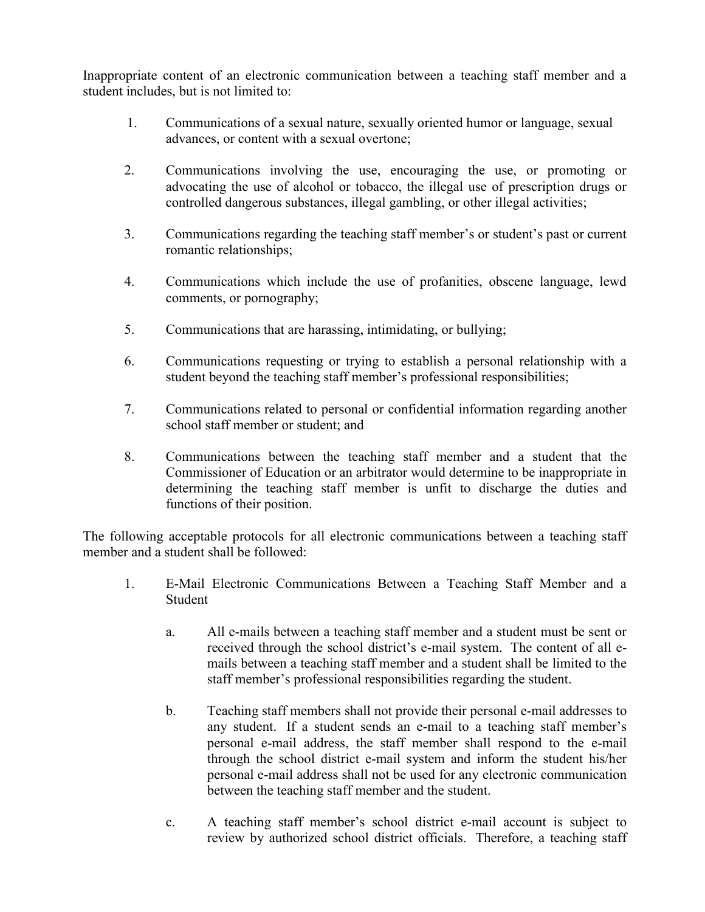Inappropriate content of an electronic communication between a teaching staff member and a student includes, but is not limited to:

1. Communications of a sexual nature, sexually oriented humor or language, sexual advances, or content with a sexual overtone;
2. Communications involving the use, encouraging the use, or promoting or advocating the use of alcohol or tobacco, the illegal use of prescription drugs or controlled dangerous substances, illegal gambling, or other illegal activities;
3. Communications regarding the teaching staff member's or student's past or current romantic relationships;
4. Communications which include the use of profanities, obscene language, lewd comments, or pornography;
5. Communications that are harassing, intimidating, or bullying;
6. Communications requesting or trying to establish a personal relationship with a student beyond the teaching staff member's professional responsibilities;
7. Communications related to personal or confidential information regarding another school staff member or student; and
8. Communications between the teaching staff member and a student that the Commissioner of Education or an arbitrator would determine to be inappropriate in determining the teaching staff member is unfit to discharge the duties and functions of their position.

The following acceptable protocols for all electronic communications between a teaching staff member and a student shall be followed:

1. E-Mail Electronic Communications Between a Teaching Staff Member and a Student

   a. All e-mails between a teaching staff member and a student must be sent or received through the school district's e-mail system. The content of all e-mails between a teaching staff member and a student shall be limited to the staff member's professional responsibilities regarding the student.

   b. Teaching staff members shall not provide their personal e-mail addresses to any student. If a student sends an e-mail to a teaching staff member's personal e-mail address, the staff member shall respond to the e-mail through the school district e-mail system and inform the student his/her personal e-mail address shall not be used for any electronic communication between the teaching staff member and the student.

   c. A teaching staff member's school district e-mail account is subject to review by authorized school district officials. Therefore, a teaching staff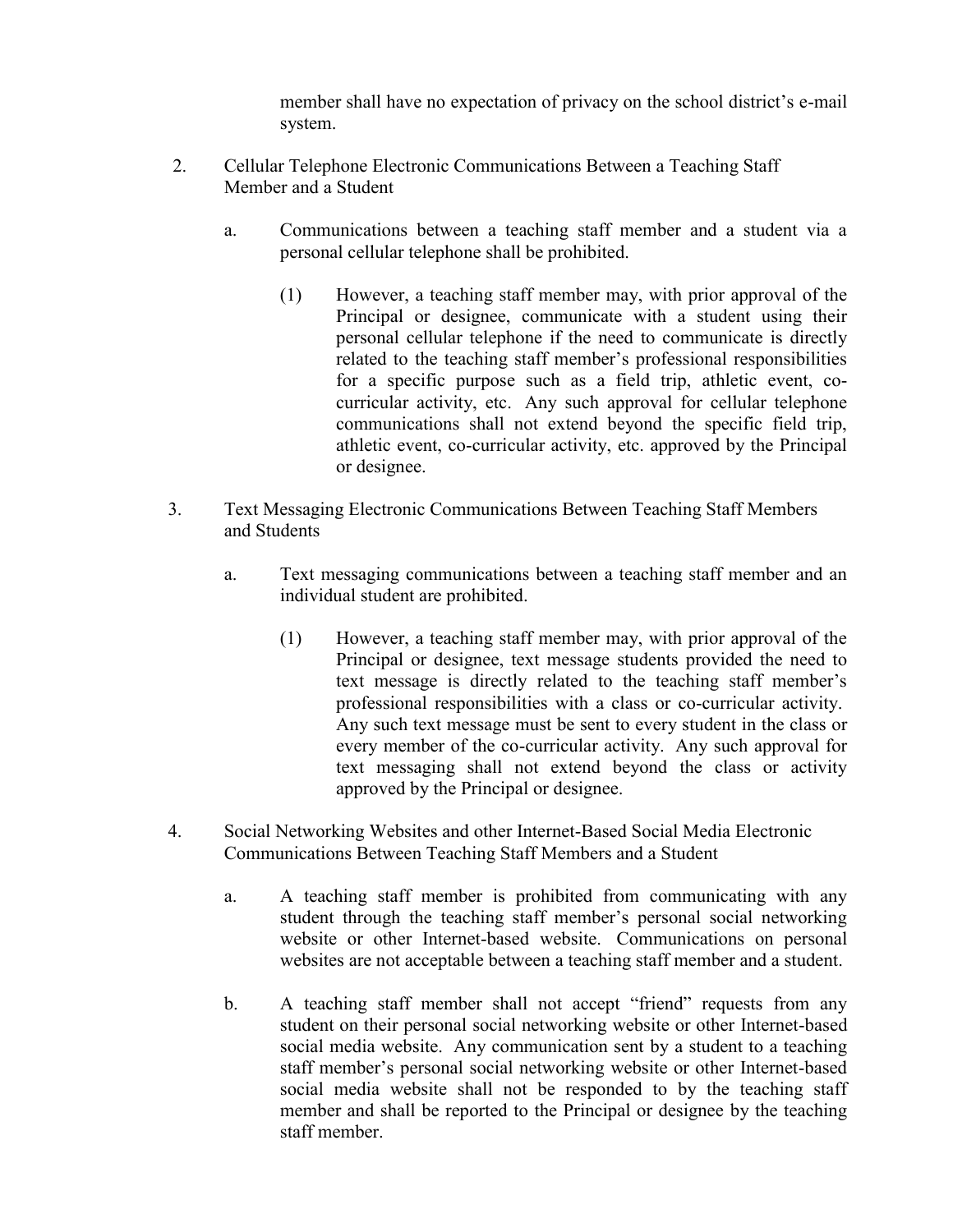member shall have no expectation of privacy on the school district's e-mail system.

2. Cellular Telephone Electronic Communications Between a Teaching Staff Member and a Student

   a. Communications between a teaching staff member and a student via a personal cellular telephone shall be prohibited.

      (1) However, a teaching staff member may, with prior approval of the Principal or designee, communicate with a student using their personal cellular telephone if the need to communicate is directly related to the teaching staff member's professional responsibilities for a specific purpose such as a field trip, athletic event, co-curricular activity, etc. Any such approval for cellular telephone communications shall not extend beyond the specific field trip, athletic event, co-curricular activity, etc. approved by the Principal or designee.

3. Text Messaging Electronic Communications Between Teaching Staff Members and Students

   a. Text messaging communications between a teaching staff member and an individual student are prohibited.

      (1) However, a teaching staff member may, with prior approval of the Principal or designee, text message students provided the need to text message is directly related to the teaching staff member's professional responsibilities with a class or co-curricular activity. Any such text message must be sent to every student in the class or every member of the co-curricular activity. Any such approval for text messaging shall not extend beyond the class or activity approved by the Principal or designee.

4. Social Networking Websites and other Internet-Based Social Media Electronic Communications Between Teaching Staff Members and a Student

   a. A teaching staff member is prohibited from communicating with any student through the teaching staff member's personal social networking website or other Internet-based website. Communications on personal websites are not acceptable between a teaching staff member and a student.

   b. A teaching staff member shall not accept "friend" requests from any student on their personal social networking website or other Internet-based social media website. Any communication sent by a student to a teaching staff member's personal social networking website or other Internet-based social media website shall not be responded to by the teaching staff member and shall be reported to the Principal or designee by the teaching staff member.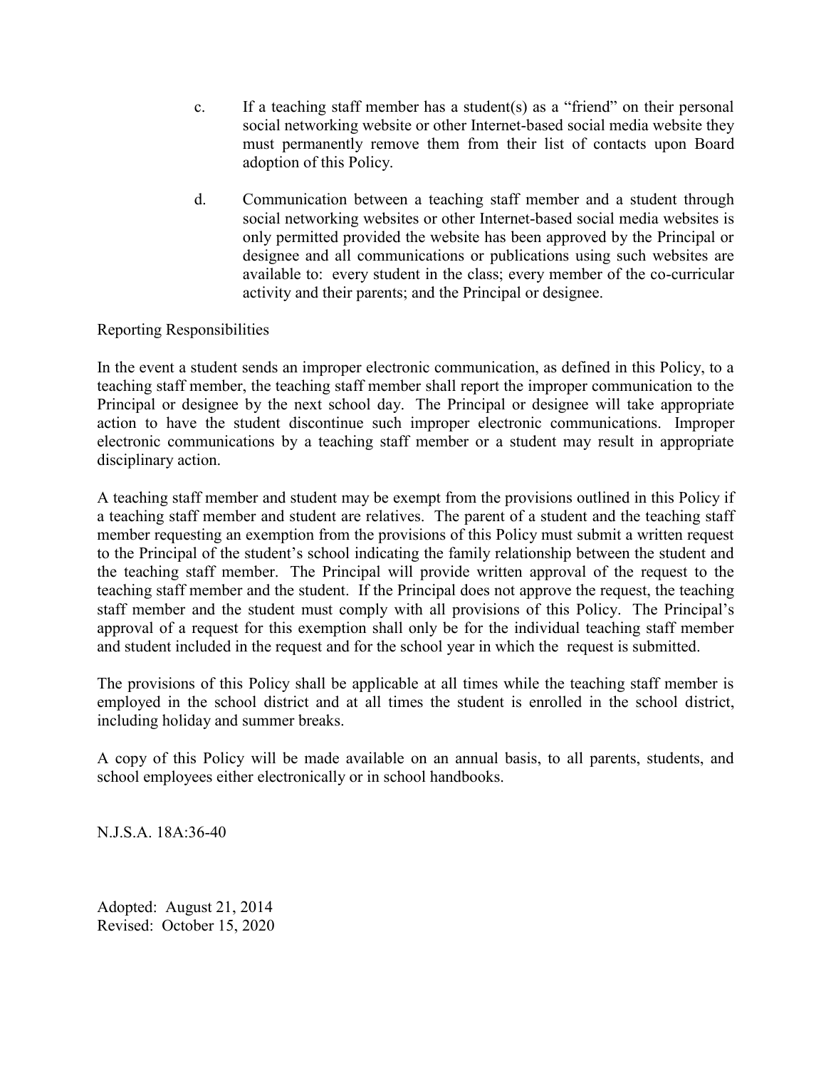c. If a teaching staff member has a student(s) as a "friend" on their personal social networking website or other Internet-based social media website they must permanently remove them from their list of contacts upon Board adoption of this Policy.

d. Communication between a teaching staff member and a student through social networking websites or other Internet-based social media websites is only permitted provided the website has been approved by the Principal or designee and all communications or publications using such websites are available to: every student in the class; every member of the co-curricular activity and their parents; and the Principal or designee.

Reporting Responsibilities

In the event a student sends an improper electronic communication, as defined in this Policy, to a teaching staff member, the teaching staff member shall report the improper communication to the Principal or designee by the next school day. The Principal or designee will take appropriate action to have the student discontinue such improper electronic communications. Improper electronic communications by a teaching staff member or a student may result in appropriate disciplinary action.

A teaching staff member and student may be exempt from the provisions outlined in this Policy if a teaching staff member and student are relatives. The parent of a student and the teaching staff member requesting an exemption from the provisions of this Policy must submit a written request to the Principal of the student's school indicating the family relationship between the student and the teaching staff member. The Principal will provide written approval of the request to the teaching staff member and the student. If the Principal does not approve the request, the teaching staff member and the student must comply with all provisions of this Policy. The Principal's approval of a request for this exemption shall only be for the individual teaching staff member and student included in the request and for the school year in which the request is submitted.

The provisions of this Policy shall be applicable at all times while the teaching staff member is employed in the school district and at all times the student is enrolled in the school district, including holiday and summer breaks.

A copy of this Policy will be made available on an annual basis, to all parents, students, and school employees either electronically or in school handbooks.

N.J.S.A. 18A:36-40

Adopted: August 21, 2014
Revised: October 15, 2020